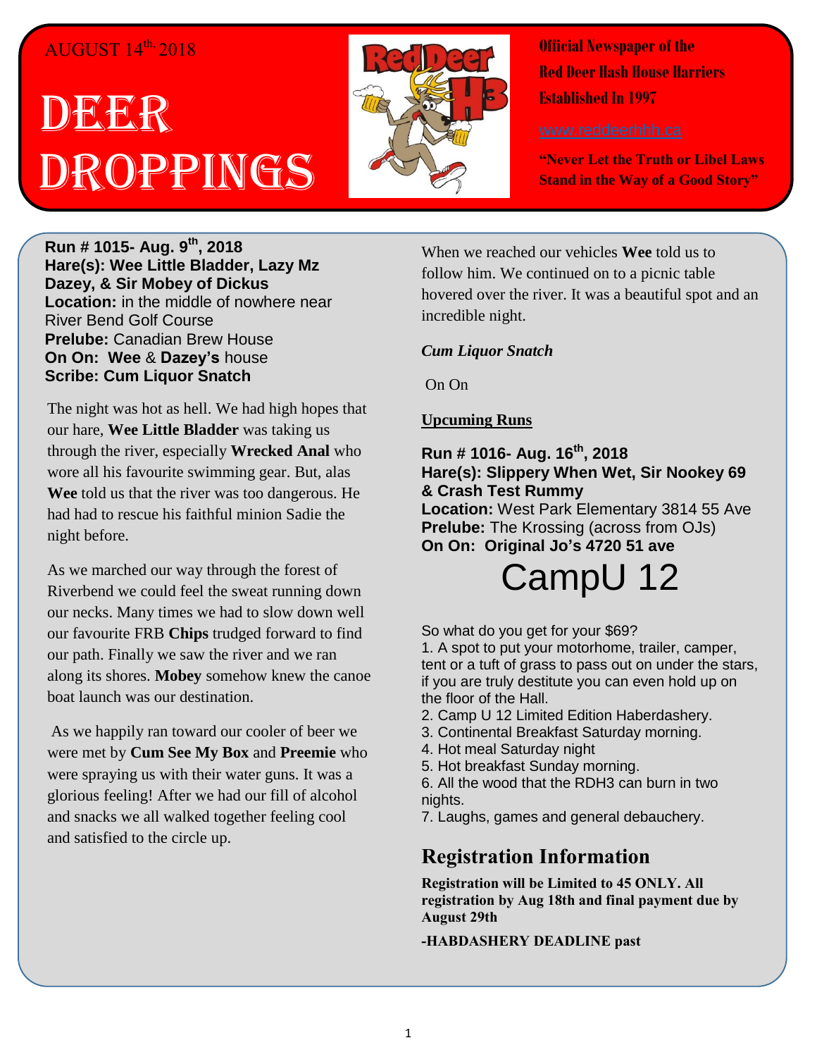AUGUST 14th, 2018

# DEER DROPPINGS

**Official Newspaper of the Red Deer Hash House Harriers Established In 1997**

www.reddeerhhh.ca

**"Never Let the Truth or Libel Laws Stand in the Way of a Good Story"**

**Run # 1015- Aug. 9th, 2018**
**Hare(s): Wee Little Bladder, Lazy Mz Dazey, & Sir Mobey of Dickus**
**Location:** in the middle of nowhere near River Bend Golf Course
**Prelube:** Canadian Brew House
**On On: Wee** & **Dazey's** house
**Scribe: Cum Liquor Snatch**

The night was hot as hell. We had high hopes that our hare, **Wee Little Bladder** was taking us through the river, especially **Wrecked Anal** who wore all his favourite swimming gear. But, alas **Wee** told us that the river was too dangerous. He had had to rescue his faithful minion Sadie the night before.

As we marched our way through the forest of Riverbend we could feel the sweat running down our necks. Many times we had to slow down well our favourite FRB **Chips** trudged forward to find our path. Finally we saw the river and we ran along its shores. **Mobey** somehow knew the canoe boat launch was our destination.

As we happily ran toward our cooler of beer we were met by **Cum See My Box** and **Preemie** who were spraying us with their water guns. It was a glorious feeling! After we had our fill of alcohol and snacks we all walked together feeling cool and satisfied to the circle up.

When we reached our vehicles **Wee** told us to follow him. We continued on to a picnic table hovered over the river. It was a beautiful spot and an incredible night.

***Cum Liquor Snatch***

On On

## Upcuming Runs

**Run # 1016- Aug. 16th, 2018**
**Hare(s): Slippery When Wet, Sir Nookey 69 & Crash Test Rummy**
**Location:** West Park Elementary 3814 55 Ave
**Prelube:** The Krossing (across from OJs)
**On On: Original Jo's 4720 51 ave**

# CampU 12

So what do you get for your $69?

1. A spot to put your motorhome, trailer, camper, tent or a tuft of grass to pass out on under the stars, if you are truly destitute you can even hold up on the floor of the Hall.
2. Camp U 12 Limited Edition Haberdashery.
3. Continental Breakfast Saturday morning.
4. Hot meal Saturday night
5. Hot breakfast Sunday morning.
6. All the wood that the RDH3 can burn in two nights.
7. Laughs, games and general debauchery.

## Registration Information

**Registration will be Limited to 45 ONLY. All registration by Aug 18th and final payment due by August 29th**

**-HABDASHERY DEADLINE past**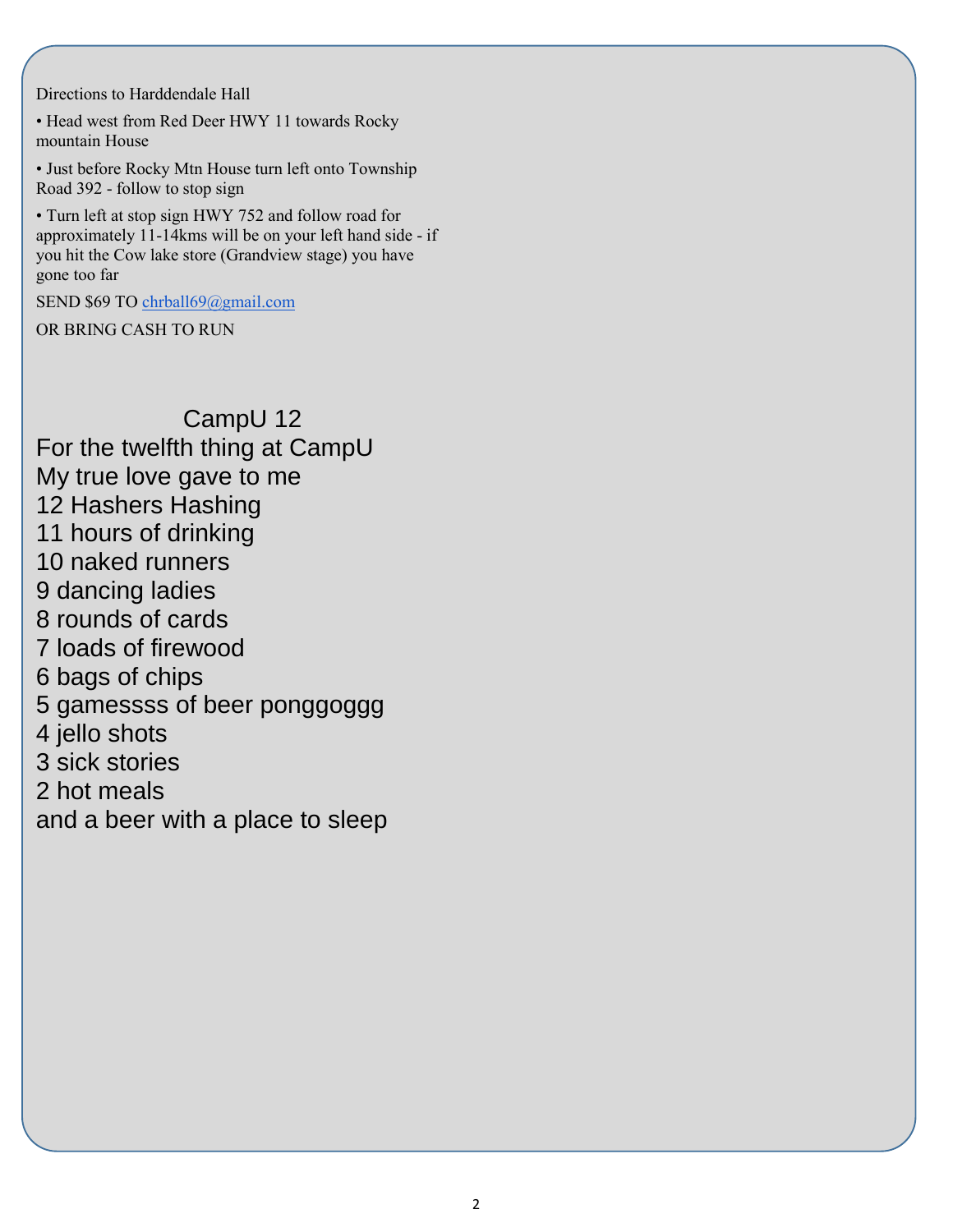Directions to Harddendale Hall

- Head west from Red Deer HWY 11 towards Rocky mountain House
- Just before Rocky Mtn House turn left onto Township Road 392 - follow to stop sign
- Turn left at stop sign HWY 752 and follow road for approximately 11-14kms will be on your left hand side - if you hit the Cow lake store (Grandview stage) you have gone too far

SEND $69 TO chrball69@gmail.com

OR BRING CASH TO RUN

## CampU 12

For the twelfth thing at CampU
My true love gave to me
12 Hashers Hashing
11 hours of drinking
10 naked runners
9 dancing ladies
8 rounds of cards
7 loads of firewood
6 bags of chips
5 gamessss of beer ponggoggg
4 jello shots
3 sick stories
2 hot meals
and a beer with a place to sleep